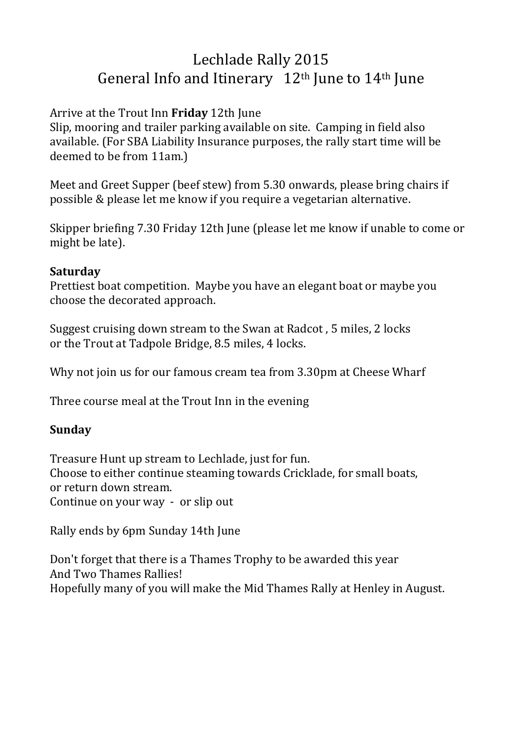# Lechlade Rally 2015
## General Info and Itinerary 12th June to 14th June

Arrive at the Trout Inn **Friday** 12th June
Slip, mooring and trailer parking available on site. Camping in field also available. (For SBA Liability Insurance purposes, the rally start time will be deemed to be from 11am.)

Meet and Greet Supper (beef stew) from 5.30 onwards, please bring chairs if possible & please let me know if you require a vegetarian alternative.

Skipper briefing 7.30 Friday 12th June (please let me know if unable to come or might be late).

**Saturday**
Prettiest boat competition. Maybe you have an elegant boat or maybe you choose the decorated approach.

Suggest cruising down stream to the Swan at Radcot , 5 miles, 2 locks
or the Trout at Tadpole Bridge, 8.5 miles, 4 locks.

Why not join us for our famous cream tea from 3.30pm at Cheese Wharf

Three course meal at the Trout Inn in the evening

**Sunday**

Treasure Hunt up stream to Lechlade, just for fun.
Choose to either continue steaming towards Cricklade, for small boats,
or return down stream.
Continue on your way - or slip out

Rally ends by 6pm Sunday 14th June

Don't forget that there is a Thames Trophy to be awarded this year
And Two Thames Rallies!
Hopefully many of you will make the Mid Thames Rally at Henley in August.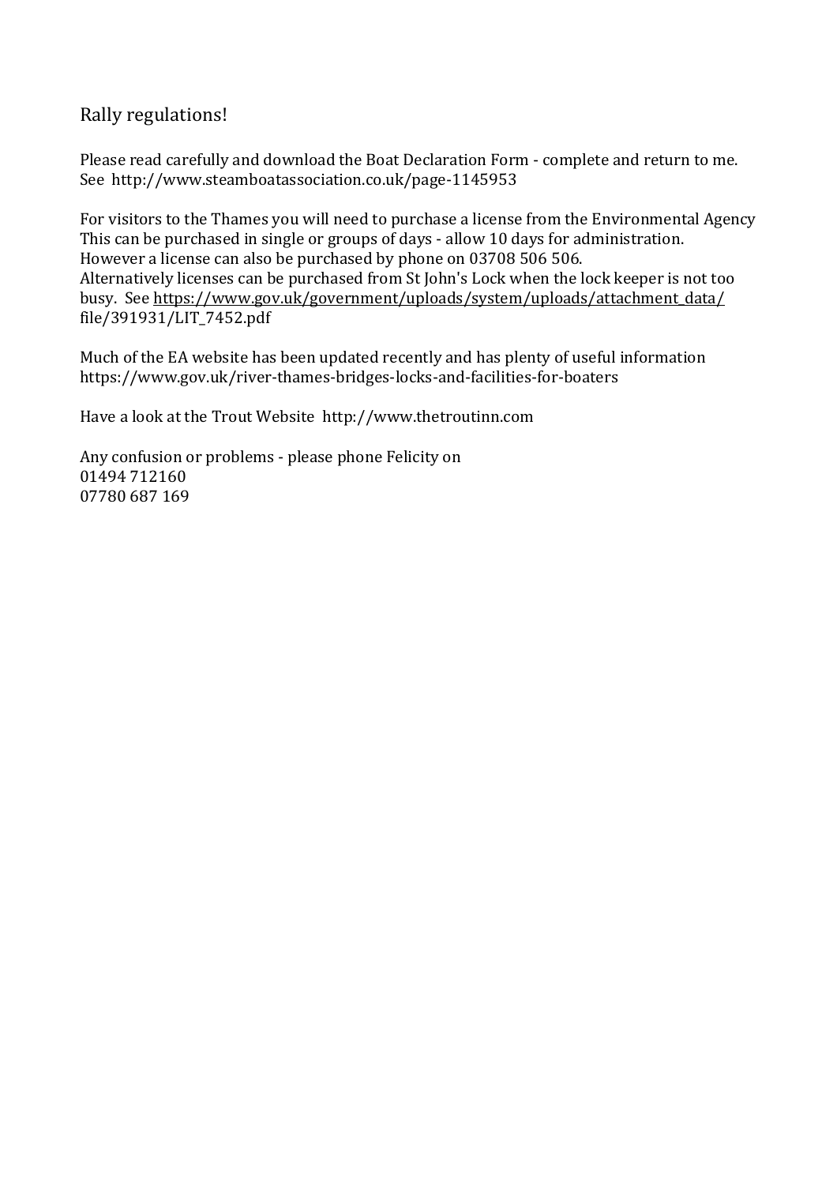## Rally regulations!

Please read carefully and download the Boat Declaration Form - complete and return to me. See http://www.steamboatassociation.co.uk/page-1145953

For visitors to the Thames you will need to purchase a license from the Environmental Agency
This can be purchased in single or groups of days - allow 10 days for administration.
However a license can also be purchased by phone on 03708 506 506.
Alternatively licenses can be purchased from St John's Lock when the lock keeper is not too busy. See https://www.gov.uk/government/uploads/system/uploads/attachment_data/file/391931/LIT_7452.pdf

Much of the EA website has been updated recently and has plenty of useful information
https://www.gov.uk/river-thames-bridges-locks-and-facilities-for-boaters

Have a look at the Trout Website http://www.thetroutinn.com

Any confusion or problems - please phone Felicity on
01494 712160
07780 687 169